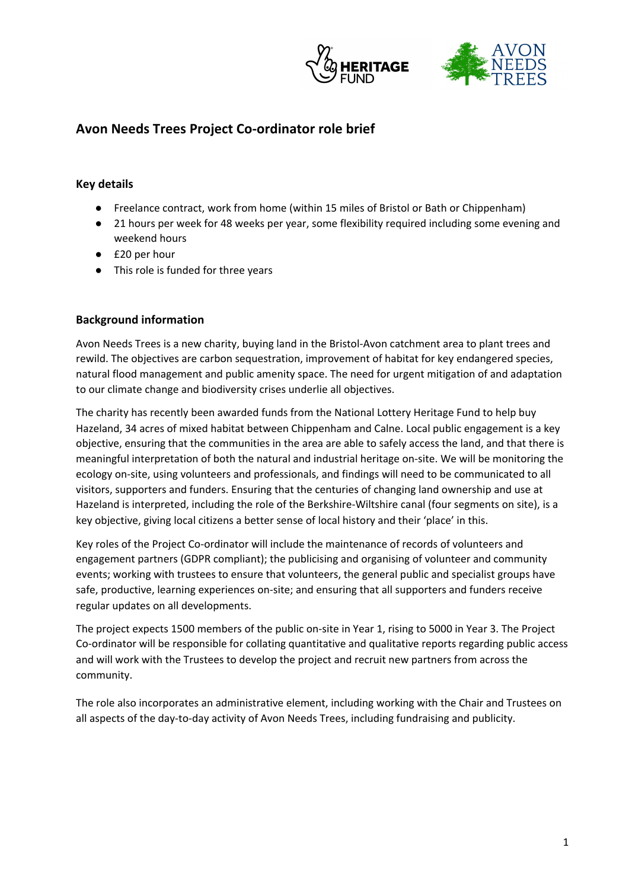# Avon Needs Trees Project Co-ordinator role brief

## Key details

- Freelance contract, work from home (within 15 miles of Bristol or Bath or Chippenham)
- 21 hours per week for 48 weeks per year, some flexibility required including some evening and weekend hours
- £20 per hour
- This role is funded for three years

## Background information

Avon Needs Trees is a new charity, buying land in the Bristol-Avon catchment area to plant trees and rewild. The objectives are carbon sequestration, improvement of habitat for key endangered species, natural flood management and public amenity space. The need for urgent mitigation of and adaptation to our climate change and biodiversity crises underlie all objectives.

The charity has recently been awarded funds from the National Lottery Heritage Fund to help buy Hazeland, 34 acres of mixed habitat between Chippenham and Calne. Local public engagement is a key objective, ensuring that the communities in the area are able to safely access the land, and that there is meaningful interpretation of both the natural and industrial heritage on-site. We will be monitoring the ecology on-site, using volunteers and professionals, and findings will need to be communicated to all visitors, supporters and funders. Ensuring that the centuries of changing land ownership and use at Hazeland is interpreted, including the role of the Berkshire-Wiltshire canal (four segments on site), is a key objective, giving local citizens a better sense of local history and their 'place' in this.

Key roles of the Project Co-ordinator will include the maintenance of records of volunteers and engagement partners (GDPR compliant); the publicising and organising of volunteer and community events; working with trustees to ensure that volunteers, the general public and specialist groups have safe, productive, learning experiences on-site; and ensuring that all supporters and funders receive regular updates on all developments.

The project expects 1500 members of the public on-site in Year 1, rising to 5000 in Year 3. The Project Co-ordinator will be responsible for collating quantitative and qualitative reports regarding public access and will work with the Trustees to develop the project and recruit new partners from across the community.

The role also incorporates an administrative element, including working with the Chair and Trustees on all aspects of the day-to-day activity of Avon Needs Trees, including fundraising and publicity.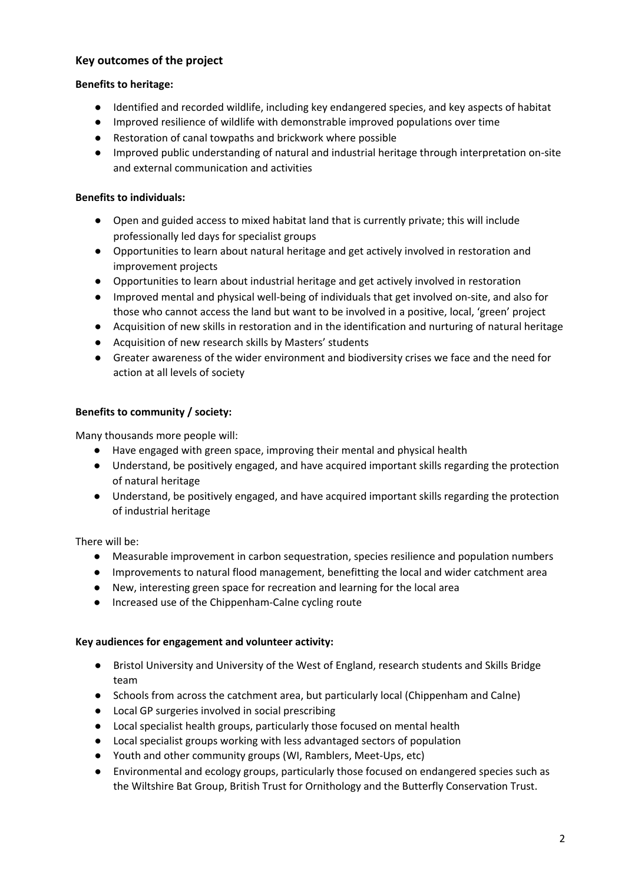## Key outcomes of the project

**Benefits to heritage:**

- Identified and recorded wildlife, including key endangered species, and key aspects of habitat
- Improved resilience of wildlife with demonstrable improved populations over time
- Restoration of canal towpaths and brickwork where possible
- Improved public understanding of natural and industrial heritage through interpretation on-site and external communication and activities

**Benefits to individuals:**

- Open and guided access to mixed habitat land that is currently private; this will include professionally led days for specialist groups
- Opportunities to learn about natural heritage and get actively involved in restoration and improvement projects
- Opportunities to learn about industrial heritage and get actively involved in restoration
- Improved mental and physical well-being of individuals that get involved on-site, and also for those who cannot access the land but want to be involved in a positive, local, 'green' project
- Acquisition of new skills in restoration and in the identification and nurturing of natural heritage
- Acquisition of new research skills by Masters' students
- Greater awareness of the wider environment and biodiversity crises we face and the need for action at all levels of society

**Benefits to community / society:**

Many thousands more people will:

- Have engaged with green space, improving their mental and physical health
- Understand, be positively engaged, and have acquired important skills regarding the protection of natural heritage
- Understand, be positively engaged, and have acquired important skills regarding the protection of industrial heritage

There will be:

- Measurable improvement in carbon sequestration, species resilience and population numbers
- Improvements to natural flood management, benefitting the local and wider catchment area
- New, interesting green space for recreation and learning for the local area
- Increased use of the Chippenham-Calne cycling route

**Key audiences for engagement and volunteer activity:**

- Bristol University and University of the West of England, research students and Skills Bridge team
- Schools from across the catchment area, but particularly local (Chippenham and Calne)
- Local GP surgeries involved in social prescribing
- Local specialist health groups, particularly those focused on mental health
- Local specialist groups working with less advantaged sectors of population
- Youth and other community groups (WI, Ramblers, Meet-Ups, etc)
- Environmental and ecology groups, particularly those focused on endangered species such as the Wiltshire Bat Group, British Trust for Ornithology and the Butterfly Conservation Trust.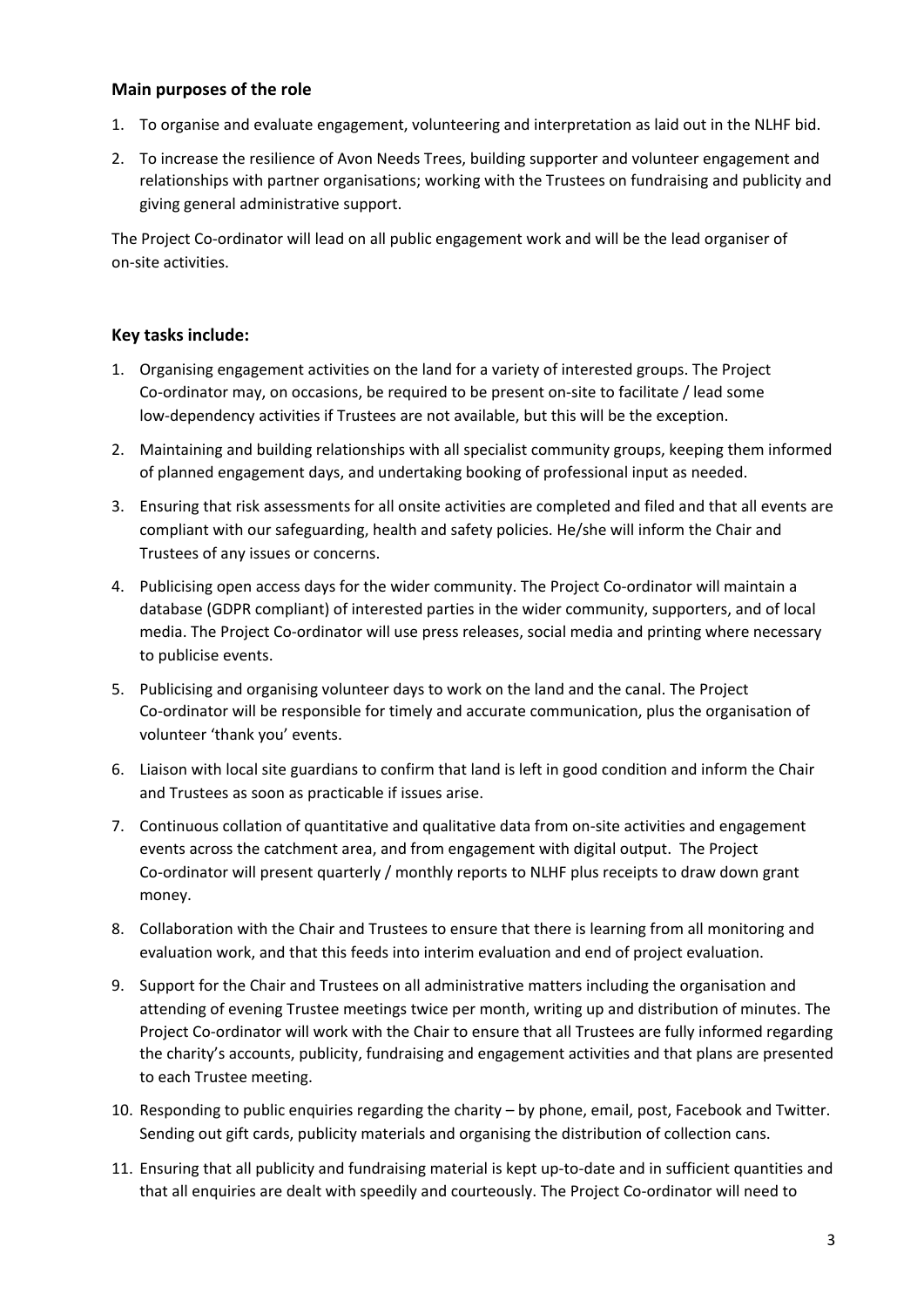## Main purposes of the role

1. To organise and evaluate engagement, volunteering and interpretation as laid out in the NLHF bid.
2. To increase the resilience of Avon Needs Trees, building supporter and volunteer engagement and relationships with partner organisations; working with the Trustees on fundraising and publicity and giving general administrative support.

The Project Co-ordinator will lead on all public engagement work and will be the lead organiser of on-site activities.

## Key tasks include:

1. Organising engagement activities on the land for a variety of interested groups. The Project Co-ordinator may, on occasions, be required to be present on-site to facilitate / lead some low-dependency activities if Trustees are not available, but this will be the exception.
2. Maintaining and building relationships with all specialist community groups, keeping them informed of planned engagement days, and undertaking booking of professional input as needed.
3. Ensuring that risk assessments for all onsite activities are completed and filed and that all events are compliant with our safeguarding, health and safety policies. He/she will inform the Chair and Trustees of any issues or concerns.
4. Publicising open access days for the wider community. The Project Co-ordinator will maintain a database (GDPR compliant) of interested parties in the wider community, supporters, and of local media. The Project Co-ordinator will use press releases, social media and printing where necessary to publicise events.
5. Publicising and organising volunteer days to work on the land and the canal. The Project Co-ordinator will be responsible for timely and accurate communication, plus the organisation of volunteer 'thank you' events.
6. Liaison with local site guardians to confirm that land is left in good condition and inform the Chair and Trustees as soon as practicable if issues arise.
7. Continuous collation of quantitative and qualitative data from on-site activities and engagement events across the catchment area, and from engagement with digital output. The Project Co-ordinator will present quarterly / monthly reports to NLHF plus receipts to draw down grant money.
8. Collaboration with the Chair and Trustees to ensure that there is learning from all monitoring and evaluation work, and that this feeds into interim evaluation and end of project evaluation.
9. Support for the Chair and Trustees on all administrative matters including the organisation and attending of evening Trustee meetings twice per month, writing up and distribution of minutes. The Project Co-ordinator will work with the Chair to ensure that all Trustees are fully informed regarding the charity's accounts, publicity, fundraising and engagement activities and that plans are presented to each Trustee meeting.
10. Responding to public enquiries regarding the charity – by phone, email, post, Facebook and Twitter. Sending out gift cards, publicity materials and organising the distribution of collection cans.
11. Ensuring that all publicity and fundraising material is kept up-to-date and in sufficient quantities and that all enquiries are dealt with speedily and courteously. The Project Co-ordinator will need to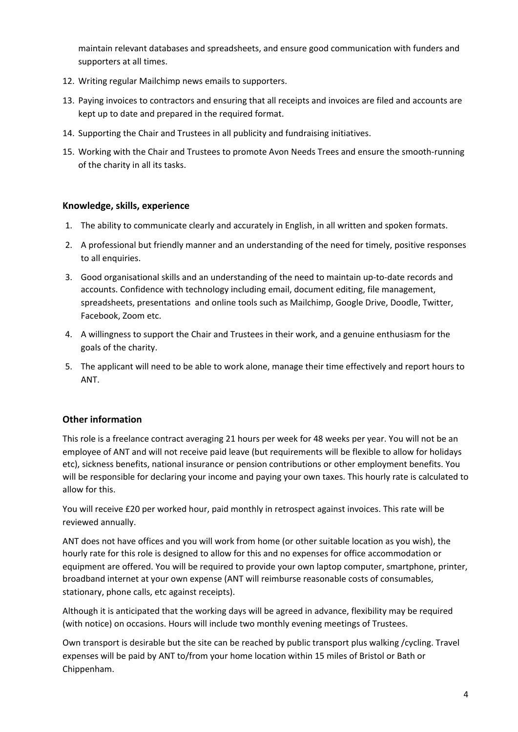maintain relevant databases and spreadsheets, and ensure good communication with funders and supporters at all times.

12. Writing regular Mailchimp news emails to supporters.
13. Paying invoices to contractors and ensuring that all receipts and invoices are filed and accounts are kept up to date and prepared in the required format.
14. Supporting the Chair and Trustees in all publicity and fundraising initiatives.
15. Working with the Chair and Trustees to promote Avon Needs Trees and ensure the smooth-running of the charity in all its tasks.

### Knowledge, skills, experience

1. The ability to communicate clearly and accurately in English, in all written and spoken formats.
2. A professional but friendly manner and an understanding of the need for timely, positive responses to all enquiries.
3. Good organisational skills and an understanding of the need to maintain up-to-date records and accounts. Confidence with technology including email, document editing, file management, spreadsheets, presentations and online tools such as Mailchimp, Google Drive, Doodle, Twitter, Facebook, Zoom etc.
4. A willingness to support the Chair and Trustees in their work, and a genuine enthusiasm for the goals of the charity.
5. The applicant will need to be able to work alone, manage their time effectively and report hours to ANT.

### Other information

This role is a freelance contract averaging 21 hours per week for 48 weeks per year. You will not be an employee of ANT and will not receive paid leave (but requirements will be flexible to allow for holidays etc), sickness benefits, national insurance or pension contributions or other employment benefits. You will be responsible for declaring your income and paying your own taxes. This hourly rate is calculated to allow for this.

You will receive £20 per worked hour, paid monthly in retrospect against invoices. This rate will be reviewed annually.

ANT does not have offices and you will work from home (or other suitable location as you wish), the hourly rate for this role is designed to allow for this and no expenses for office accommodation or equipment are offered. You will be required to provide your own laptop computer, smartphone, printer, broadband internet at your own expense (ANT will reimburse reasonable costs of consumables, stationary, phone calls, etc against receipts).

Although it is anticipated that the working days will be agreed in advance, flexibility may be required (with notice) on occasions. Hours will include two monthly evening meetings of Trustees.

Own transport is desirable but the site can be reached by public transport plus walking /cycling. Travel expenses will be paid by ANT to/from your home location within 15 miles of Bristol or Bath or Chippenham.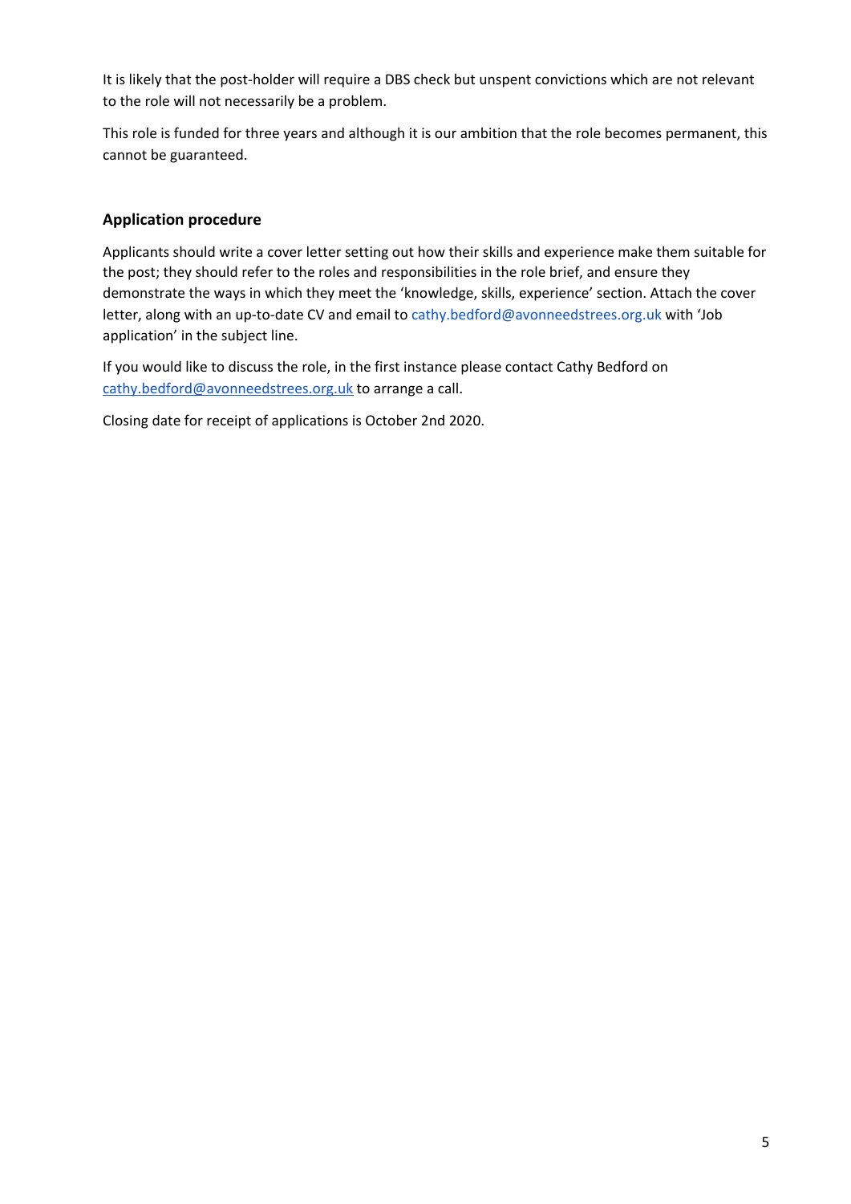It is likely that the post-holder will require a DBS check but unspent convictions which are not relevant to the role will not necessarily be a problem.

This role is funded for three years and although it is our ambition that the role becomes permanent, this cannot be guaranteed.

### Application procedure

Applicants should write a cover letter setting out how their skills and experience make them suitable for the post; they should refer to the roles and responsibilities in the role brief, and ensure they demonstrate the ways in which they meet the 'knowledge, skills, experience' section. Attach the cover letter, along with an up-to-date CV and email to cathy.bedford@avonneedstrees.org.uk with 'Job application' in the subject line.

If you would like to discuss the role, in the first instance please contact Cathy Bedford on cathy.bedford@avonneedstrees.org.uk to arrange a call.

Closing date for receipt of applications is October 2nd 2020.